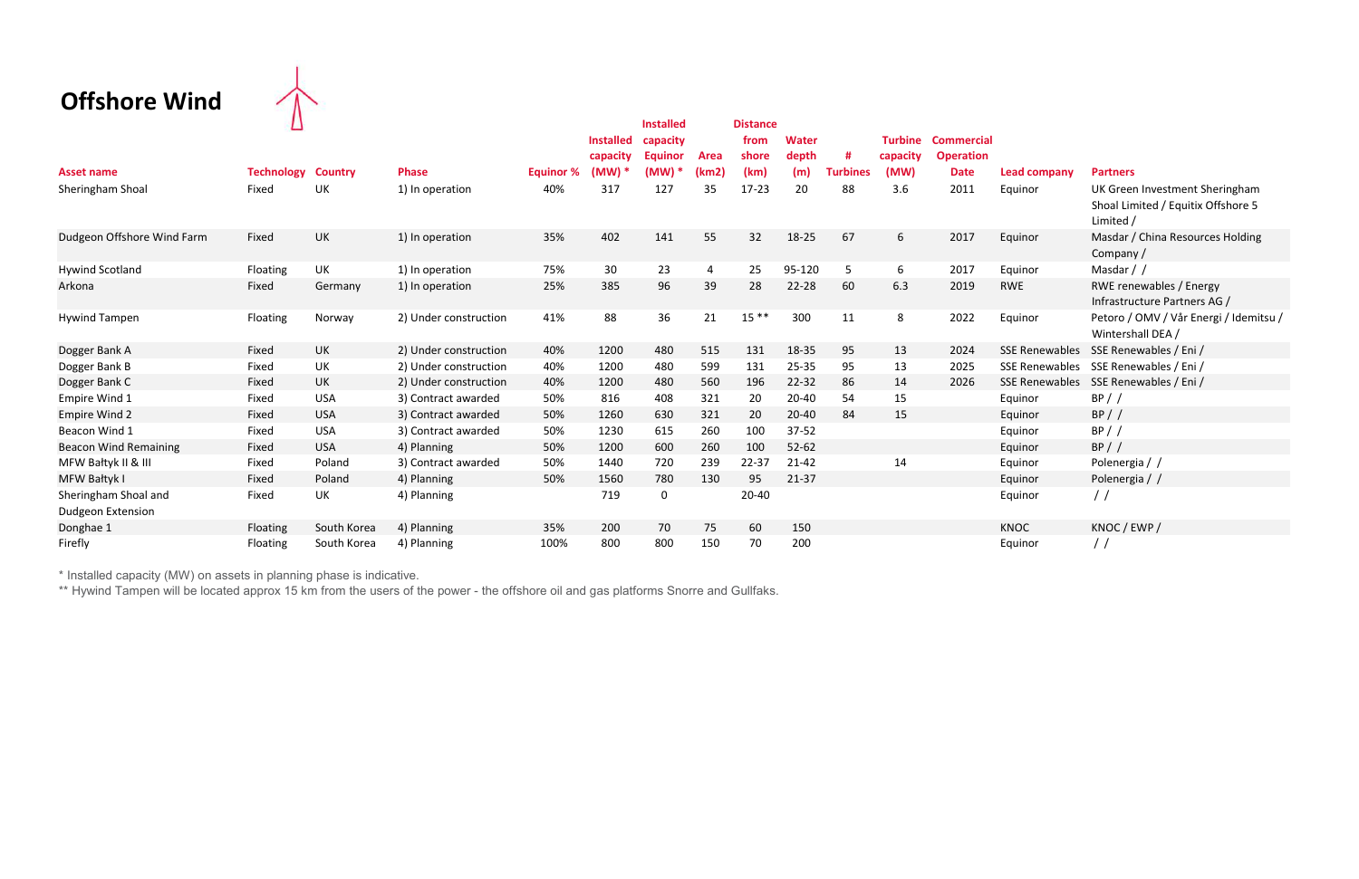# Offshore Wind

| Asset name | Technology | Country | Phase | Equinor % | Installed capacity (MW) * | Installed capacity Equinor (MW) * | Area (km2) | Distance from shore (km) | Water depth (m) | # Turbines | Turbine capacity (MW) | Commercial Operation Date | Lead company | Partners |
|---|---|---|---|---|---|---|---|---|---|---|---|---|---|---|
| Sheringham Shoal | Fixed | UK | 1) In operation | 40% | 317 | 127 | 35 | 17-23 | 20 | 88 | 3.6 | 2011 | Equinor | UK Green Investment Sheringham Shoal Limited / Equitix Offshore 5 Limited / |
| Dudgeon Offshore Wind Farm | Fixed | UK | 1) In operation | 35% | 402 | 141 | 55 | 32 | 18-25 | 67 | 6 | 2017 | Equinor | Masdar / China Resources Holding Company / |
| Hywind Scotland | Floating | UK | 1) In operation | 75% | 30 | 23 | 4 | 25 | 95-120 | 5 | 6 | 2017 | Equinor | Masdar / / |
| Arkona | Fixed | Germany | 1) In operation | 25% | 385 | 96 | 39 | 28 | 22-28 | 60 | 6.3 | 2019 | RWE | RWE renewables / Energy Infrastructure Partners AG / |
| Hywind Tampen | Floating | Norway | 2) Under construction | 41% | 88 | 36 | 21 | 15 ** | 300 | 11 | 8 | 2022 | Equinor | Petoro / OMV / Vår Energi / Idemitsu / Wintershall DEA / |
| Dogger Bank A | Fixed | UK | 2) Under construction | 40% | 1200 | 480 | 515 | 131 | 18-35 | 95 | 13 | 2024 | SSE Renewables | SSE Renewables / Eni / |
| Dogger Bank B | Fixed | UK | 2) Under construction | 40% | 1200 | 480 | 599 | 131 | 25-35 | 95 | 13 | 2025 | SSE Renewables | SSE Renewables / Eni / |
| Dogger Bank C | Fixed | UK | 2) Under construction | 40% | 1200 | 480 | 560 | 196 | 22-32 | 86 | 14 | 2026 | SSE Renewables | SSE Renewables / Eni / |
| Empire Wind 1 | Fixed | USA | 3) Contract awarded | 50% | 816 | 408 | 321 | 20 | 20-40 | 54 | 15 | | Equinor | BP / / |
| Empire Wind 2 | Fixed | USA | 3) Contract awarded | 50% | 1260 | 630 | 321 | 20 | 20-40 | 84 | 15 | | Equinor | BP / / |
| Beacon Wind 1 | Fixed | USA | 3) Contract awarded | 50% | 1230 | 615 | 260 | 100 | 37-52 | | | | Equinor | BP / / |
| Beacon Wind Remaining | Fixed | USA | 4) Planning | 50% | 1200 | 600 | 260 | 100 | 52-62 | | | | Equinor | BP / / |
| MFW Bałtyk II & III | Fixed | Poland | 3) Contract awarded | 50% | 1440 | 720 | 239 | 22-37 | 21-42 | | 14 | | Equinor | Polenergia / / |
| MFW Bałtyk I | Fixed | Poland | 4) Planning | 50% | 1560 | 780 | 130 | 95 | 21-37 | | | | Equinor | Polenergia / / |
| Sheringham Shoal and Dudgeon Extension | Fixed | UK | 4) Planning | | 719 | 0 | | 20-40 | | | | | Equinor | / / |
| Donghae 1 | Floating | South Korea | 4) Planning | 35% | 200 | 70 | 75 | 60 | 150 | | | | KNOC | KNOC / EWP / |
| Firefly | Floating | South Korea | 4) Planning | 100% | 800 | 800 | 150 | 70 | 200 | | | | Equinor | / / |

\* Installed capacity (MW) on assets in planning phase is indicative.

\*\* Hywind Tampen will be located approx 15 km from the users of the power - the offshore oil and gas platforms Snorre and Gullfaks.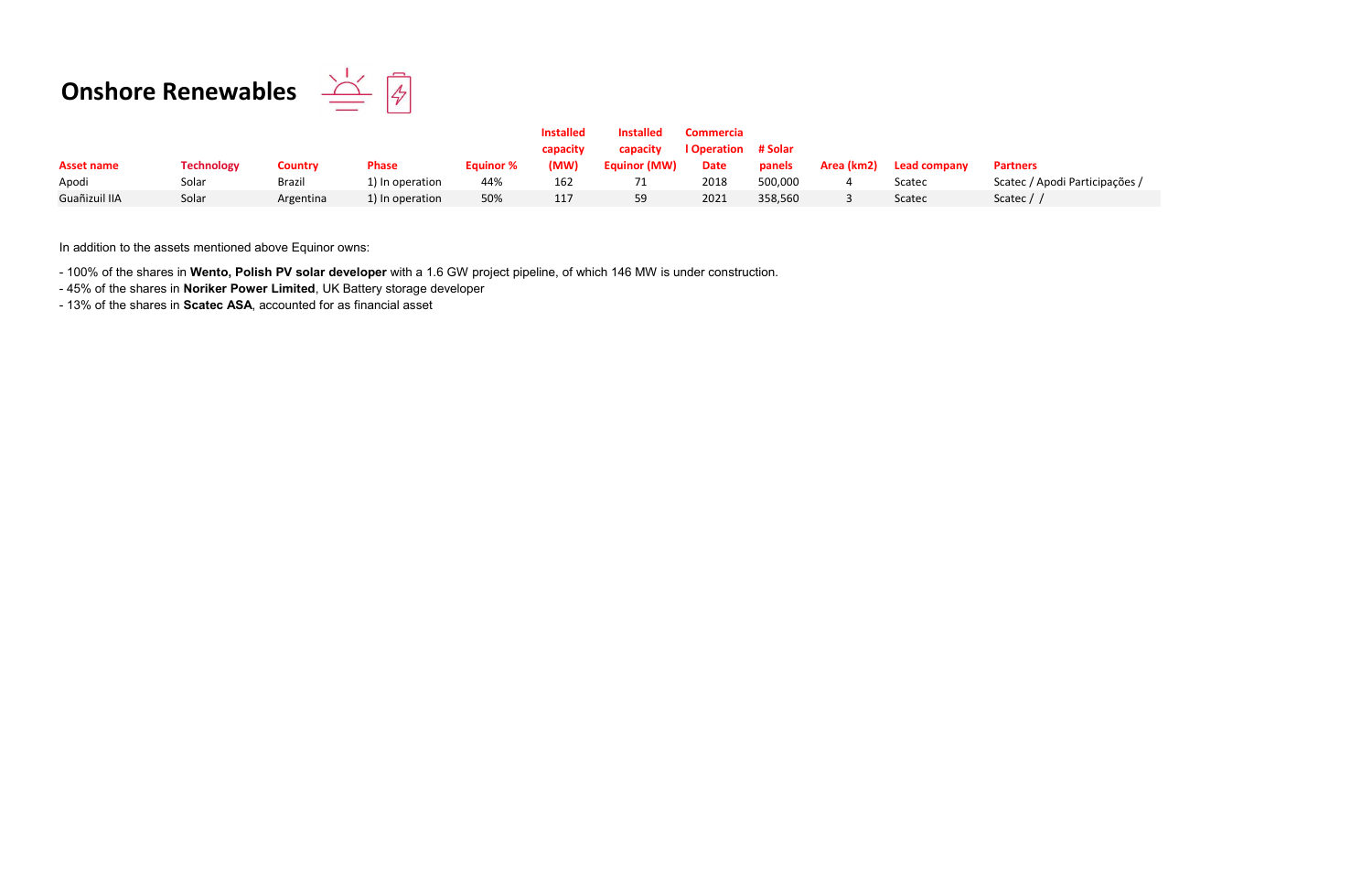# Onshore Renewables

| Asset name | Technology | Country | Phase | Equinor % | Installed capacity (MW) | Installed capacity Equinor (MW) | Commercial Operation Date | # Solar panels | Area (km2) | Lead company | Partners |
|---|---|---|---|---|---|---|---|---|---|---|---|
| Apodi | Solar | Brazil | 1) In operation | 44% | 162 | 71 | 2018 | 500,000 | 4 | Scatec | Scatec / Apodi Participações / |
| Guañizuil IIA | Solar | Argentina | 1) In operation | 50% | 117 | 59 | 2021 | 358,560 | 3 | Scatec | Scatec / / |

In addition to the assets mentioned above Equinor owns:

- 100% of the shares in **Wento, Polish PV solar developer** with a 1.6 GW project pipeline, of which 146 MW is under construction.
- 45% of the shares in **Noriker Power Limited**, UK Battery storage developer
- 13% of the shares in **Scatec ASA**, accounted for as financial asset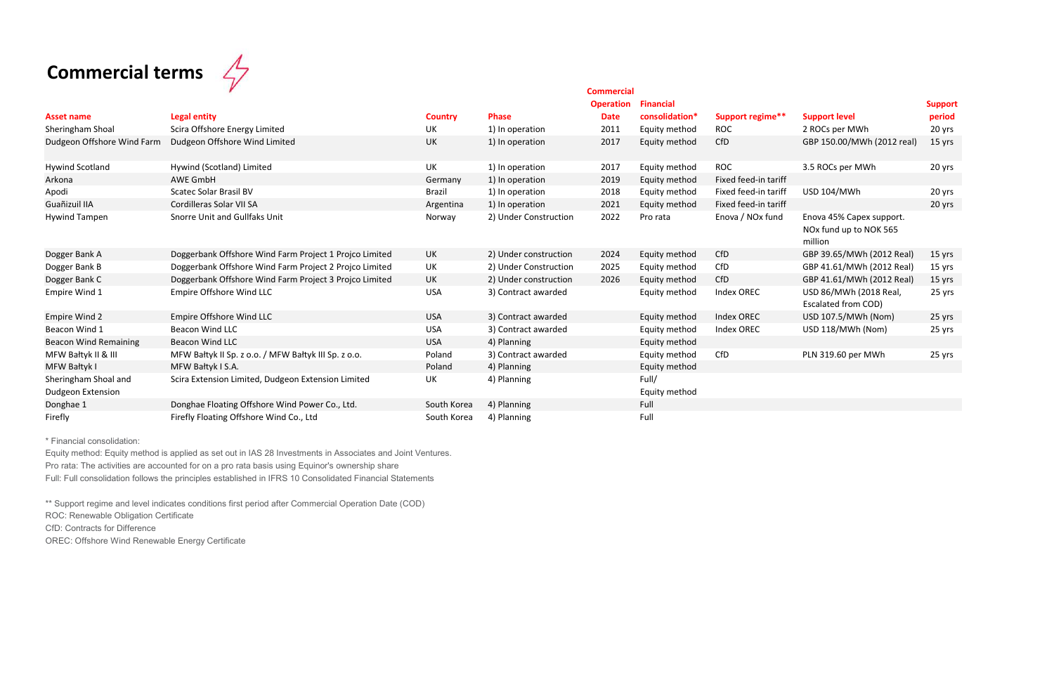# Commercial terms

| Asset name | Legal entity | Country | Phase | Commercial Operation Date | Financial consolidation* | Support regime** | Support level | Support period |
|---|---|---|---|---|---|---|---|---|
| Sheringham Shoal | Scira Offshore Energy Limited | UK | 1) In operation | 2011 | Equity method | ROC | 2 ROCs per MWh | 20 yrs |
| Dudgeon Offshore Wind Farm | Dudgeon Offshore Wind Limited | UK | 1) In operation | 2017 | Equity method | CfD | GBP 150.00/MWh (2012 real) | 15 yrs |
| Hywind Scotland | Hywind (Scotland) Limited | UK | 1) In operation | 2017 | Equity method | ROC | 3.5 ROCs per MWh | 20 yrs |
| Arkona | AWE GmbH | Germany | 1) In operation | 2019 | Equity method | Fixed feed-in tariff | | |
| Apodi | Scatec Solar Brasil BV | Brazil | 1) In operation | 2018 | Equity method | Fixed feed-in tariff | USD 104/MWh | 20 yrs |
| Guañizuil IIA | Cordilleras Solar VII SA | Argentina | 1) In operation | 2021 | Equity method | Fixed feed-in tariff | | 20 yrs |
| Hywind Tampen | Snorre Unit and Gullfaks Unit | Norway | 2) Under Construction | 2022 | Pro rata | Enova / NOx fund | Enova 45% Capex support. NOx fund up to NOK 565 million | |
| Dogger Bank A | Doggerbank Offshore Wind Farm Project 1 Projco Limited | UK | 2) Under construction | 2024 | Equity method | CfD | GBP 39.65/MWh (2012 Real) | 15 yrs |
| Dogger Bank B | Doggerbank Offshore Wind Farm Project 2 Projco Limited | UK | 2) Under Construction | 2025 | Equity method | CfD | GBP 41.61/MWh (2012 Real) | 15 yrs |
| Dogger Bank C | Doggerbank Offshore Wind Farm Project 3 Projco Limited | UK | 2) Under construction | 2026 | Equity method | CfD | GBP 41.61/MWh (2012 Real) | 15 yrs |
| Empire Wind 1 | Empire Offshore Wind LLC | USA | 3) Contract awarded | | Equity method | Index OREC | USD 86/MWh (2018 Real, Escalated from COD) | 25 yrs |
| Empire Wind 2 | Empire Offshore Wind LLC | USA | 3) Contract awarded | | Equity method | Index OREC | USD 107.5/MWh (Nom) | 25 yrs |
| Beacon Wind 1 | Beacon Wind LLC | USA | 3) Contract awarded | | Equity method | Index OREC | USD 118/MWh (Nom) | 25 yrs |
| Beacon Wind Remaining | Beacon Wind LLC | USA | 4) Planning | | Equity method | | | |
| MFW Bałtyk II & III | MFW Bałtyk II Sp. z o.o. / MFW Bałtyk III Sp. z o.o. | Poland | 3) Contract awarded | | Equity method | CfD | PLN 319.60 per MWh | 25 yrs |
| MFW Bałtyk I | MFW Bałtyk I S.A. | Poland | 4) Planning | | Equity method | | | |
| Sheringham Shoal and Dudgeon Extension | Scira Extension Limited, Dudgeon Extension Limited | UK | 4) Planning | | Full/ Equity method | | | |
| Donghae 1 | Donghae Floating Offshore Wind Power Co., Ltd. | South Korea | 4) Planning | | Full | | | |
| Firefly | Firefly Floating Offshore Wind Co., Ltd | South Korea | 4) Planning | | Full | | | |

\* Financial consolidation:

Equity method: Equity method is applied as set out in IAS 28 Investments in Associates and Joint Ventures.

Pro rata: The activities are accounted for on a pro rata basis using Equinor's ownership share

Full: Full consolidation follows the principles established in IFRS 10 Consolidated Financial Statements

\** Support regime and level indicates conditions first period after Commercial Operation Date (COD)

ROC: Renewable Obligation Certificate

CfD: Contracts for Difference

OREC: Offshore Wind Renewable Energy Certificate